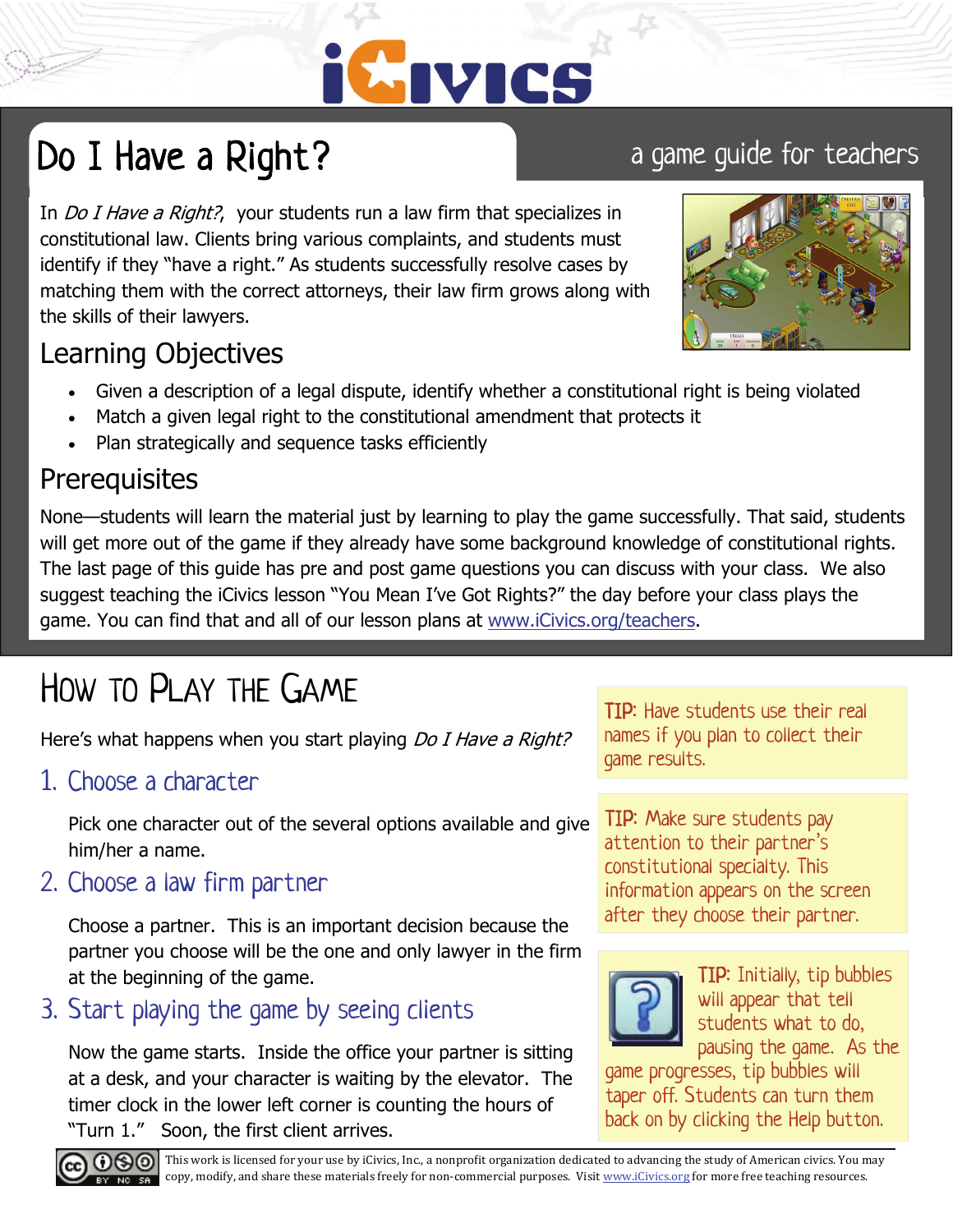# Do I Have a Right?

a game guide for teachers

In *Do I Have a Right?*, your students run a law firm that specializes in constitutional law. Clients bring various complaints, and students must identify if they "have a right." As students successfully resolve cases by matching them with the correct attorneys, their law firm grows along with the skills of their lawyers.

## Learning Objectives

- Given a description of a legal dispute, identify whether a constitutional right is being violated
- Match a given legal right to the constitutional amendment that protects it
- Plan strategically and sequence tasks efficiently

## Prerequisites

None—students will learn the material just by learning to play the game successfully. That said, students will get more out of the game if they already have some background knowledge of constitutional rights. The last page of this guide has pre and post game questions you can discuss with your class. We also suggest teaching the iCivics lesson "You Mean I've Got Rights?" the day before your class plays the game. You can find that and all of our lesson plans at www.iCivics.org/teachers.

## How to Play the Game

Here's what happens when you start playing *Do I Have a Right?*

### 1. Choose a character

Pick one character out of the several options available and give him/her a name.

### 2. Choose a law firm partner

Choose a partner. This is an important decision because the partner you choose will be the one and only lawyer in the firm at the beginning of the game.

### 3. Start playing the game by seeing clients

Now the game starts. Inside the office your partner is sitting at a desk, and your character is waiting by the elevator. The timer clock in the lower left corner is counting the hours of "Turn 1." Soon, the first client arrives.

**TIP:** Have students use their real names if you plan to collect their game results.

**TIP:** Make sure students pay attention to their partner's constitutional specialty. This information appears on the screen after they choose their partner.

**TIP:** Initially, tip bubbles will appear that tell students what to do, pausing the game. As the game progresses, tip bubbles will taper off. Students can turn them back on by clicking the Help button.

This work is licensed for your use by iCivics, Inc., a nonprofit organization dedicated to advancing the study of American civics. You may copy, modify, and share these materials freely for non-commercial purposes. Visit www.iCivics.org for more free teaching resources.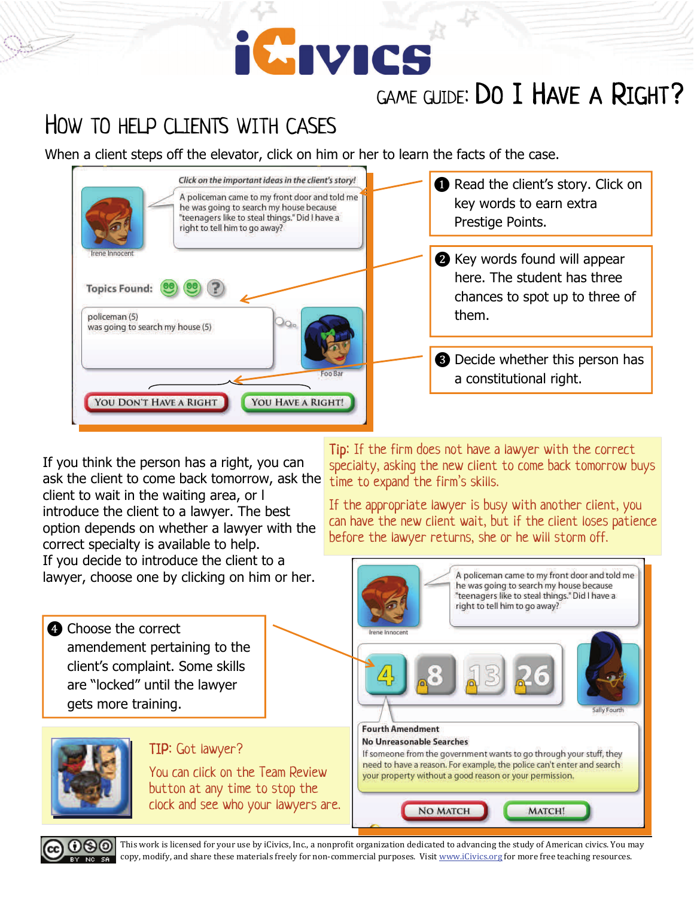# Game Guide: Do I Have a Right?

## How to Help Clients with Cases

When a client steps off the elevator, click on him or her to learn the facts of the case.

1. Read the client's story. Click on key words to earn extra Prestige Points.
2. Key words found will appear here. The student has three chances to spot up to three of them.
3. Decide whether this person has a constitutional right.

If you think the person has a right, you can ask the client to come back tomorrow, ask the client to wait in the waiting area, or I introduce the client to a lawyer. The best option depends on whether a lawyer with the correct specialty is available to help.
If you decide to introduce the client to a lawyer, choose one by clicking on him or her.

4. Choose the correct amendement pertaining to the client's complaint. Some skills are "locked" until the lawyer gets more training.

Tip: If the firm does not have a lawyer with the correct specialty, asking the new client to come back tomorrow buys time to expand the firm's skills.

If the appropriate lawyer is busy with another client, you can have the new client wait, but if the client loses patience before the lawyer returns, she or he will storm off.

TIP: Got lawyer?

You can click on the Team Review button at any time to stop the clock and see who your lawyers are.

This work is licensed for your use by iCivics, Inc., a nonprofit organization dedicated to advancing the study of American civics. You may copy, modify, and share these materials freely for non-commercial purposes. Visit www.iCivics.org for more free teaching resources.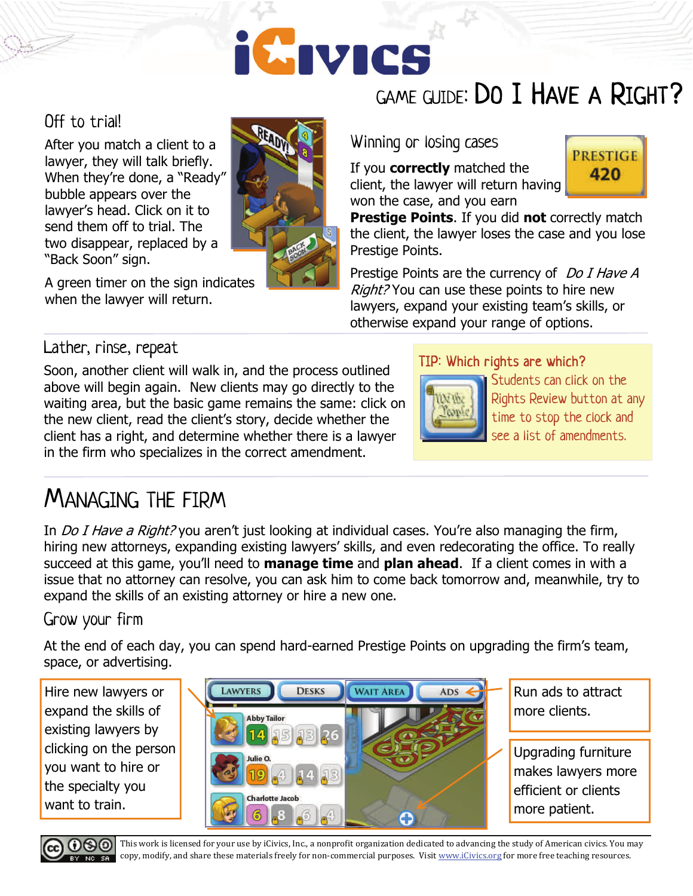# GAME GUIDE: DO I HAVE A RIGHT?

## Off to trial!

After you match a client to a lawyer, they will talk briefly. When they're done, a "Ready" bubble appears over the lawyer's head. Click on it to send them off to trial. The two disappear, replaced by a "Back Soon" sign.

A green timer on the sign indicates when the lawyer will return.

## Winning or losing cases

If you **correctly** matched the client, the lawyer will return having won the case, and you earn **Prestige Points**. If you did **not** correctly match the client, the lawyer loses the case and you lose Prestige Points.

Prestige Points are the currency of *Do I Have A Right?* You can use these points to hire new lawyers, expand your existing team's skills, or otherwise expand your range of options.

## Lather, rinse, repeat

Soon, another client will walk in, and the process outlined above will begin again. New clients may go directly to the waiting area, but the basic game remains the same: click on the new client, read the client's story, decide whether the client has a right, and determine whether there is a lawyer in the firm who specializes in the correct amendment.

**TIP: Which rights are which?**
Students can click on the Rights Review button at any time to stop the clock and see a list of amendments.

# MANAGING THE FIRM

In *Do I Have a Right?* you aren't just looking at individual cases. You're also managing the firm, hiring new attorneys, expanding existing lawyers' skills, and even redecorating the office. To really succeed at this game, you'll need to **manage time** and **plan ahead**. If a client comes in with a issue that no attorney can resolve, you can ask him to come back tomorrow and, meanwhile, try to expand the skills of an existing attorney or hire a new one.

## Grow your firm

At the end of each day, you can spend hard-earned Prestige Points on upgrading the firm's team, space, or advertising.

Hire new lawyers or expand the skills of existing lawyers by clicking on the person you want to hire or the specialty you want to train.

Run ads to attract more clients.

Upgrading furniture makes lawyers more efficient or clients more patient.

This work is licensed for your use by iCivics, Inc., a nonprofit organization dedicated to advancing the study of American civics. You may copy, modify, and share these materials freely for non-commercial purposes. Visit www.iCivics.org for more free teaching resources.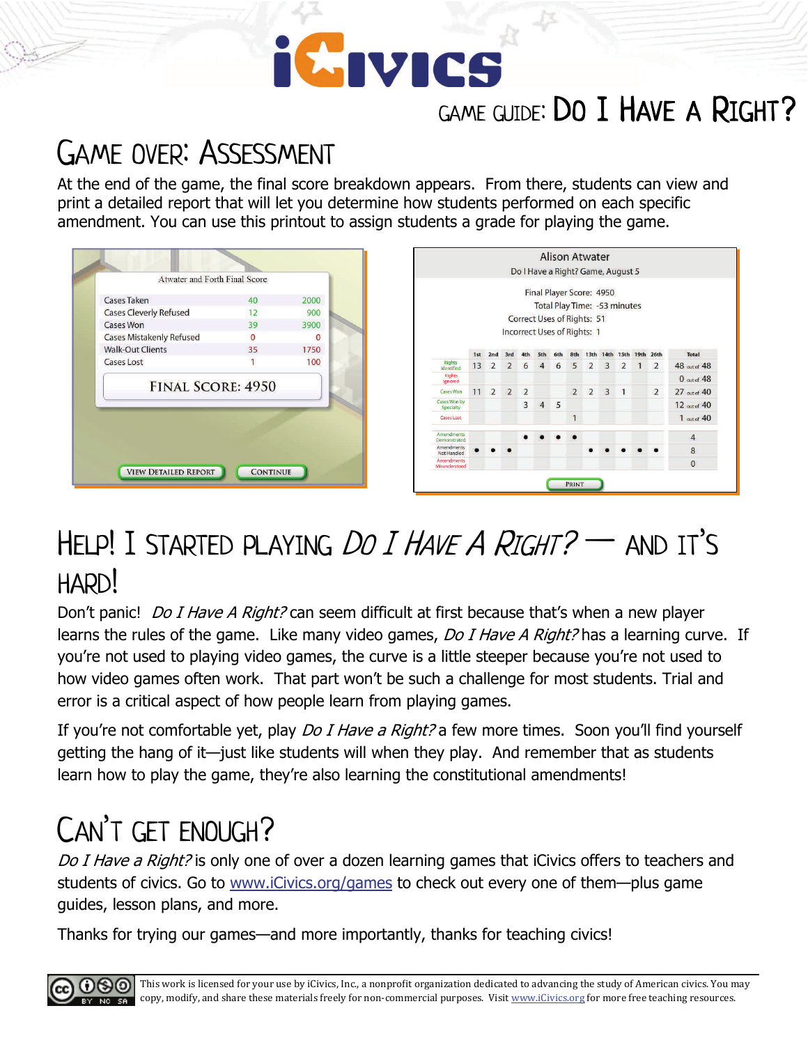## Game guide: Do I Have a Right?

# Game over: Assessment

At the end of the game, the final score breakdown appears. From there, students can view and print a detailed report that will let you determine how students performed on each specific amendment. You can use this printout to assign students a grade for playing the game.

Atwater and Forth Final Score

| | | |
|---|---|---|
| Cases Taken | 40 | 2000 |
| Cases Cleverly Refused | 12 | 900 |
| Cases Won | 39 | 3900 |
| Cases Mistakenly Refused | 0 | 0 |
| Walk-Out Clients | 35 | 1750 |
| Cases Lost | 1 | 100 |

FINAL SCORE: 4950

VIEW DETAILED REPORT CONTINUE

Alison Atwater

Do I Have a Right? Game, August 5

Final Player Score: 4950
Total Play Time: -53 minutes
Correct Uses of Rights: 51
Incorrect Uses of Rights: 1

| | 1st | 2nd | 3rd | 4th | 5th | 6th | 8th | 13th | 14th | 15th | 19th | 26th | Total |
|---|---|---|---|---|---|---|---|---|---|---|---|---|---|
| Rights Identified | 13 | 2 | 2 | 6 | 4 | 6 | 5 | 2 | 3 | 2 | 1 | 2 | 48 out of 48 |
| Rights Ignored | | | | | | | | | | | | | 0 out of 48 |
| Cases Won | 11 | 2 | 2 | 2 | | | 2 | 2 | 3 | 1 | | 2 | 27 out of 40 |
| Cases Won by Specialty | | | | 3 | 4 | 5 | | | | | | | 12 out of 40 |
| Cases Lost | | | | | | | 1 | | | | | | 1 out of 40 |
| Amendments Demonstrated | | | | ● | ● | ● | ● | | | | | | 4 |
| Amendments Not Handled | ● | ● | ● | | | | | ● | ● | ● | ● | ● | 8 |
| Amendments Misunderstood | | | | | | | | | | | | | 0 |

PRINT

# Help! I started playing *Do I Have A Right?* — and it's hard!

Don't panic! *Do I Have A Right?* can seem difficult at first because that's when a new player learns the rules of the game. Like many video games, *Do I Have A Right?* has a learning curve. If you're not used to playing video games, the curve is a little steeper because you're not used to how video games often work. That part won't be such a challenge for most students. Trial and error is a critical aspect of how people learn from playing games.

If you're not comfortable yet, play *Do I Have a Right?* a few more times. Soon you'll find yourself getting the hang of it—just like students will when they play. And remember that as students learn how to play the game, they're also learning the constitutional amendments!

# Can't get enough?

*Do I Have a Right?* is only one of over a dozen learning games that iCivics offers to teachers and students of civics. Go to www.iCivics.org/games to check out every one of them—plus game guides, lesson plans, and more.

Thanks for trying our games—and more importantly, thanks for teaching civics!

This work is licensed for your use by iCivics, Inc., a nonprofit organization dedicated to advancing the study of American civics. You may copy, modify, and share these materials freely for non-commercial purposes. Visit www.iCivics.org for more free teaching resources.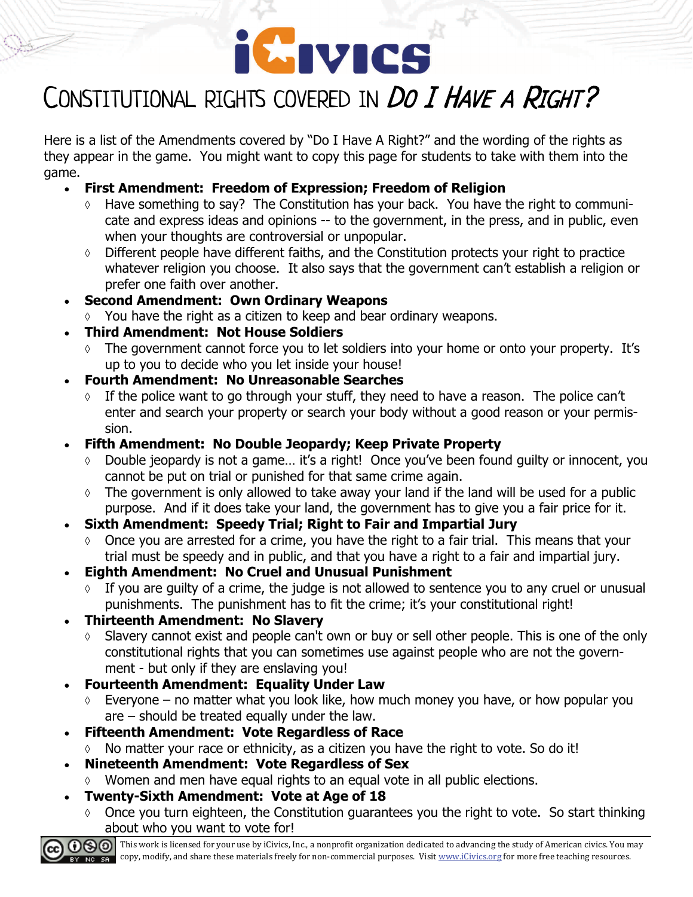# Constitutional rights covered in *Do I Have a Right?*

Here is a list of the Amendments covered by "Do I Have A Right?" and the wording of the rights as they appear in the game. You might want to copy this page for students to take with them into the game.

- **First Amendment: Freedom of Expression; Freedom of Religion**
  - Have something to say? The Constitution has your back. You have the right to communicate and express ideas and opinions -- to the government, in the press, and in public, even when your thoughts are controversial or unpopular.
  - Different people have different faiths, and the Constitution protects your right to practice whatever religion you choose. It also says that the government can't establish a religion or prefer one faith over another.
- **Second Amendment: Own Ordinary Weapons**
  - You have the right as a citizen to keep and bear ordinary weapons.
- **Third Amendment: Not House Soldiers**
  - The government cannot force you to let soldiers into your home or onto your property. It's up to you to decide who you let inside your house!
- **Fourth Amendment: No Unreasonable Searches**
  - If the police want to go through your stuff, they need to have a reason. The police can't enter and search your property or search your body without a good reason or your permission.
- **Fifth Amendment: No Double Jeopardy; Keep Private Property**
  - Double jeopardy is not a game… it's a right! Once you've been found guilty or innocent, you cannot be put on trial or punished for that same crime again.
  - The government is only allowed to take away your land if the land will be used for a public purpose. And if it does take your land, the government has to give you a fair price for it.
- **Sixth Amendment: Speedy Trial; Right to Fair and Impartial Jury**
  - Once you are arrested for a crime, you have the right to a fair trial. This means that your trial must be speedy and in public, and that you have a right to a fair and impartial jury.
- **Eighth Amendment: No Cruel and Unusual Punishment**
  - If you are guilty of a crime, the judge is not allowed to sentence you to any cruel or unusual punishments. The punishment has to fit the crime; it's your constitutional right!
- **Thirteenth Amendment: No Slavery**
  - Slavery cannot exist and people can't own or buy or sell other people. This is one of the only constitutional rights that you can sometimes use against people who are not the government - but only if they are enslaving you!
- **Fourteenth Amendment: Equality Under Law**
  - Everyone – no matter what you look like, how much money you have, or how popular you are – should be treated equally under the law.
- **Fifteenth Amendment: Vote Regardless of Race**
  - No matter your race or ethnicity, as a citizen you have the right to vote. So do it!
- **Nineteenth Amendment: Vote Regardless of Sex**
  - Women and men have equal rights to an equal vote in all public elections.
- **Twenty-Sixth Amendment: Vote at Age of 18**
  - Once you turn eighteen, the Constitution guarantees you the right to vote. So start thinking about who you want to vote for!

This work is licensed for your use by iCivics, Inc., a nonprofit organization dedicated to advancing the study of American civics. You may copy, modify, and share these materials freely for non-commercial purposes. Visit www.iCivics.org for more free teaching resources.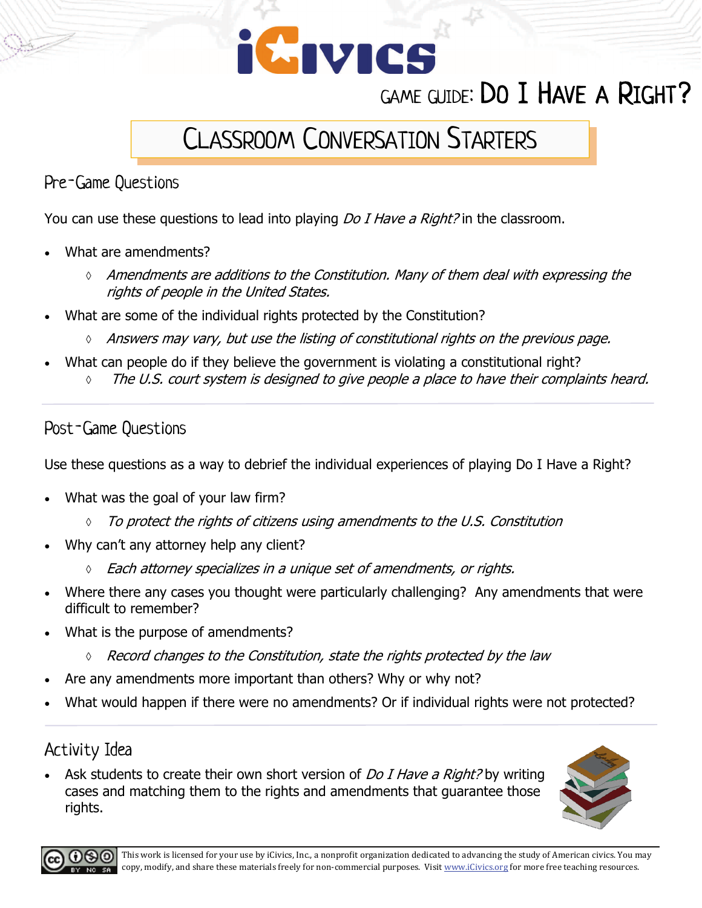# GAME GUIDE: DO I HAVE A RIGHT?

## CLASSROOM CONVERSATION STARTERS

### Pre-Game Questions

You can use these questions to lead into playing *Do I Have a Right?* in the classroom.

- What are amendments?
  - ◊ *Amendments are additions to the Constitution. Many of them deal with expressing the rights of people in the United States.*
- What are some of the individual rights protected by the Constitution?
  - ◊ *Answers may vary, but use the listing of constitutional rights on the previous page.*
- What can people do if they believe the government is violating a constitutional right?
  - ◊ *The U.S. court system is designed to give people a place to have their complaints heard.*

### Post-Game Questions

Use these questions as a way to debrief the individual experiences of playing Do I Have a Right?

- What was the goal of your law firm?
  - ◊ *To protect the rights of citizens using amendments to the U.S. Constitution*
- Why can't any attorney help any client?
  - ◊ *Each attorney specializes in a unique set of amendments, or rights.*
- Where there any cases you thought were particularly challenging? Any amendments that were difficult to remember?
- What is the purpose of amendments?
  - ◊ *Record changes to the Constitution, state the rights protected by the law*
- Are any amendments more important than others? Why or why not?
- What would happen if there were no amendments? Or if individual rights were not protected?

### Activity Idea

- Ask students to create their own short version of *Do I Have a Right?* by writing cases and matching them to the rights and amendments that guarantee those rights.

This work is licensed for your use by iCivics, Inc., a nonprofit organization dedicated to advancing the study of American civics. You may copy, modify, and share these materials freely for non-commercial purposes. Visit www.iCivics.org for more free teaching resources.